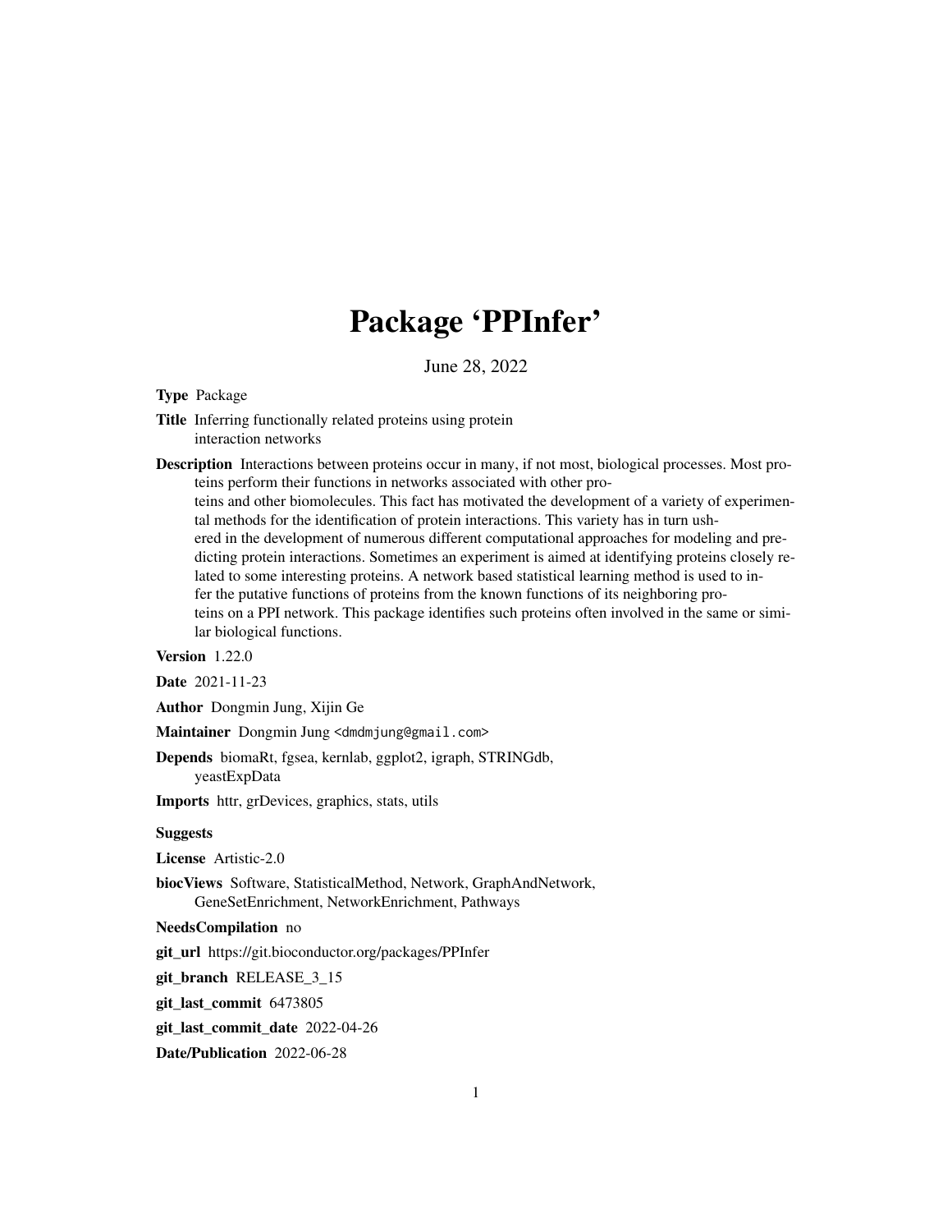# Package 'PPInfer'

June 28, 2022

**Type** Package

**Title** Inferring functionally related proteins using protein interaction networks

**Description** Interactions between proteins occur in many, if not most, biological processes. Most proteins perform their functions in networks associated with other proteins and other biomolecules. This fact has motivated the development of a variety of experimental methods for the identification of protein interactions. This variety has in turn ushered in the development of numerous different computational approaches for modeling and predicting protein interactions. Sometimes an experiment is aimed at identifying proteins closely related to some interesting proteins. A network based statistical learning method is used to infer the putative functions of proteins from the known functions of its neighboring proteins on a PPI network. This package identifies such proteins often involved in the same or similar biological functions.

**Version** 1.22.0

**Date** 2021-11-23

**Author** Dongmin Jung, Xijin Ge

**Maintainer** Dongmin Jung <dmdmjung@gmail.com>

**Depends** biomaRt, fgsea, kernlab, ggplot2, igraph, STRINGdb, yeastExpData

**Imports** httr, grDevices, graphics, stats, utils

**Suggests**

**License** Artistic-2.0

**biocViews** Software, StatisticalMethod, Network, GraphAndNetwork, GeneSetEnrichment, NetworkEnrichment, Pathways

**NeedsCompilation** no

**git_url** https://git.bioconductor.org/packages/PPInfer

**git_branch** RELEASE_3_15

**git_last_commit** 6473805

**git_last_commit_date** 2022-04-26

**Date/Publication** 2022-06-28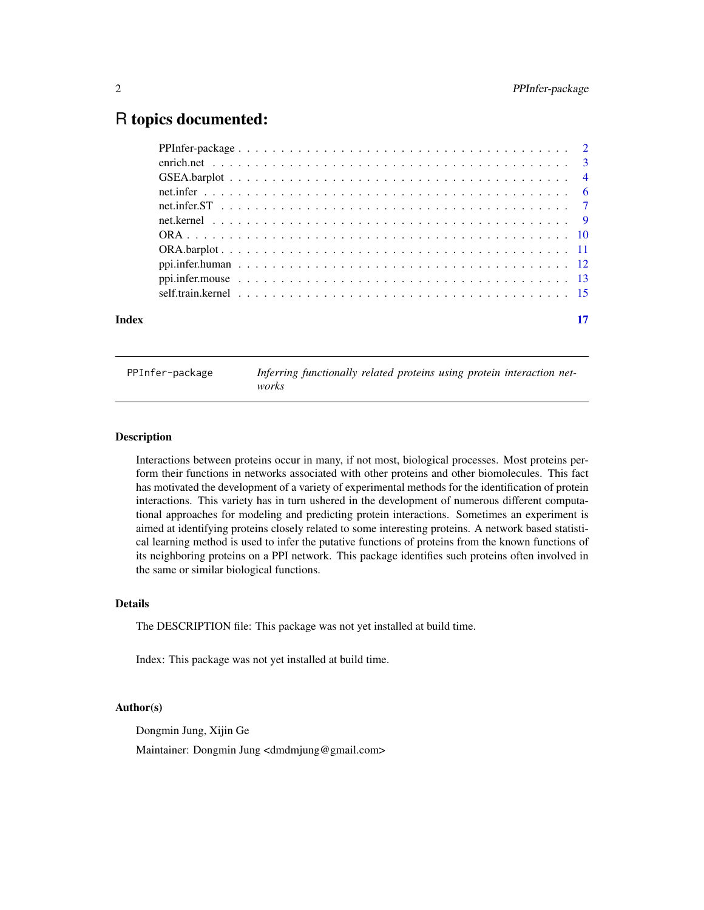# R topics documented:

| | |
|---|---|
| PPInfer-package | 2 |
| enrich.net | 3 |
| GSEA.barplot | 4 |
| net.infer | 6 |
| net.infer.ST | 7 |
| net.kernel | 9 |
| ORA | 10 |
| ORA.barplot | 11 |
| ppi.infer.human | 12 |
| ppi.infer.mouse | 13 |
| self.train.kernel | 15 |
| **Index** | **17** |

---

`PPInfer-package` *Inferring functionally related proteins using protein interaction networks*

---

### Description

Interactions between proteins occur in many, if not most, biological processes. Most proteins perform their functions in networks associated with other proteins and other biomolecules. This fact has motivated the development of a variety of experimental methods for the identification of protein interactions. This variety has in turn ushered in the development of numerous different computational approaches for modeling and predicting protein interactions. Sometimes an experiment is aimed at identifying proteins closely related to some interesting proteins. A network based statistical learning method is used to infer the putative functions of proteins from the known functions of its neighboring proteins on a PPI network. This package identifies such proteins often involved in the same or similar biological functions.

### Details

The DESCRIPTION file: This package was not yet installed at build time.

Index: This package was not yet installed at build time.

### Author(s)

Dongmin Jung, Xijin Ge

Maintainer: Dongmin Jung <dmdmjung@gmail.com>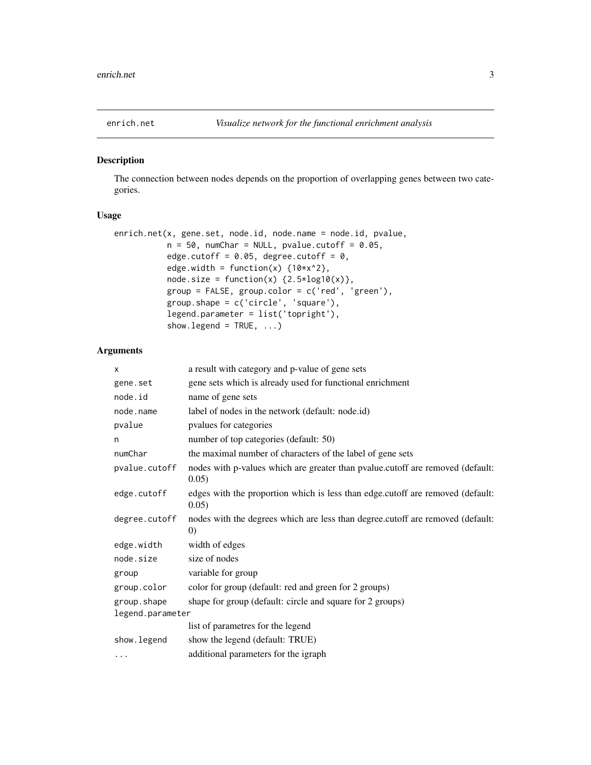## enrich.net — *Visualize network for the functional enrichment analysis*

### Description

The connection between nodes depends on the proportion of overlapping genes between two categories.

### Usage

```
enrich.net(x, gene.set, node.id, node.name = node.id, pvalue,
           n = 50, numChar = NULL, pvalue.cutoff = 0.05,
           edge.cutoff = 0.05, degree.cutoff = 0,
           edge.width = function(x) {10*x^2},
           node.size = function(x) {2.5*log10(x)},
           group = FALSE, group.color = c('red', 'green'),
           group.shape = c('circle', 'square'),
           legend.parameter = list('topright'),
           show.legend = TRUE, ...)
```

### Arguments

| Argument | Description |
|---|---|
| `x` | a result with category and p-value of gene sets |
| `gene.set` | gene sets which is already used for functional enrichment |
| `node.id` | name of gene sets |
| `node.name` | label of nodes in the network (default: node.id) |
| `pvalue` | pvalues for categories |
| `n` | number of top categories (default: 50) |
| `numChar` | the maximal number of characters of the label of gene sets |
| `pvalue.cutoff` | nodes with p-values which are greater than pvalue.cutoff are removed (default: 0.05) |
| `edge.cutoff` | edges with the proportion which is less than edge.cutoff are removed (default: 0.05) |
| `degree.cutoff` | nodes with the degrees which are less than degree.cutoff are removed (default: 0) |
| `edge.width` | width of edges |
| `node.size` | size of nodes |
| `group` | variable for group |
| `group.color` | color for group (default: red and green for 2 groups) |
| `group.shape` | shape for group (default: circle and square for 2 groups) |
| `legend.parameter` | list of parametres for the legend |
| `show.legend` | show the legend (default: TRUE) |
| `...` | additional parameters for the igraph |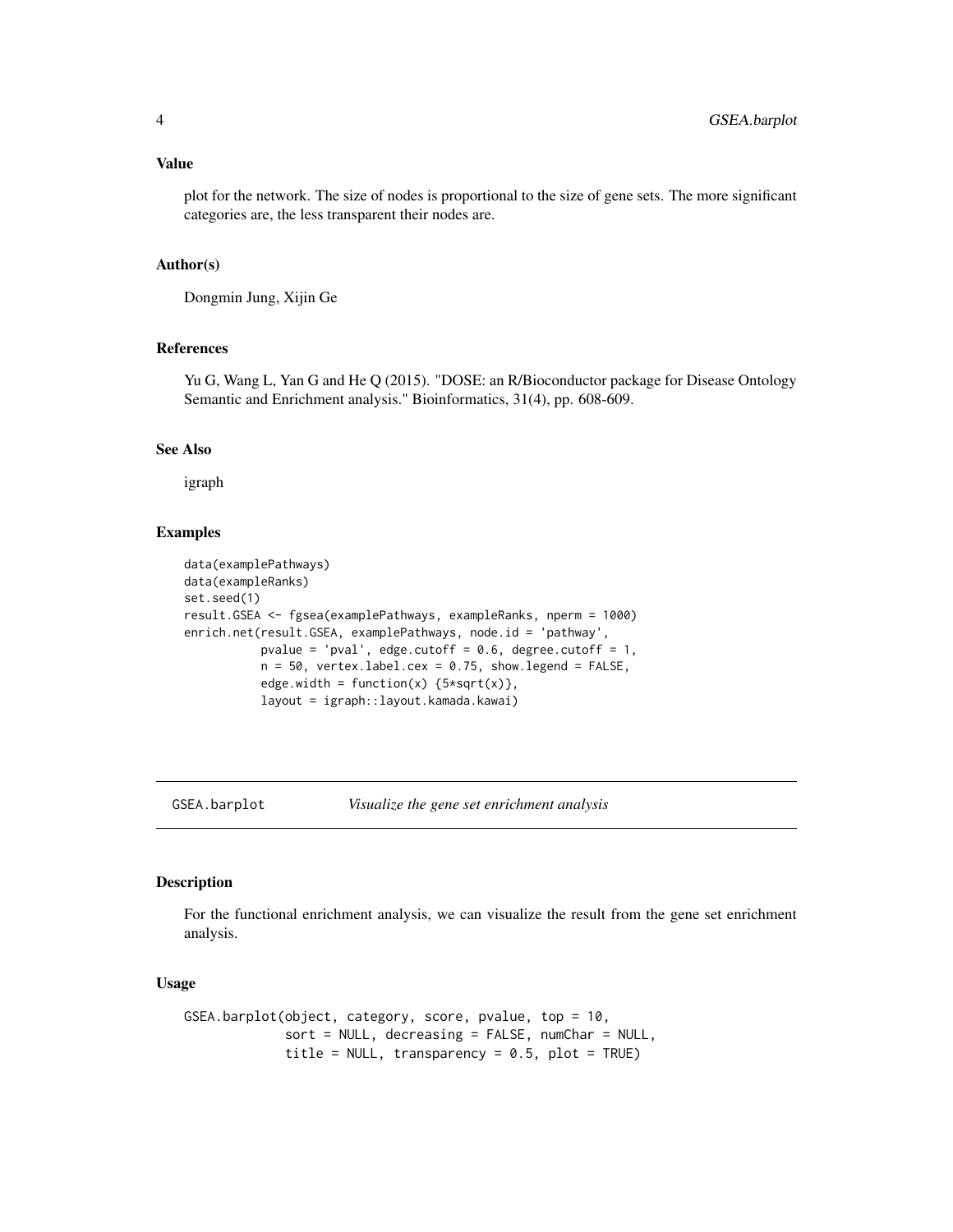## Value

plot for the network. The size of nodes is proportional to the size of gene sets. The more significant categories are, the less transparent their nodes are.

## Author(s)

Dongmin Jung, Xijin Ge

## References

Yu G, Wang L, Yan G and He Q (2015). "DOSE: an R/Bioconductor package for Disease Ontology Semantic and Enrichment analysis." Bioinformatics, 31(4), pp. 608-609.

## See Also

igraph

## Examples

```
data(examplePathways)
data(exampleRanks)
set.seed(1)
result.GSEA <- fgsea(examplePathways, exampleRanks, nperm = 1000)
enrich.net(result.GSEA, examplePathways, node.id = 'pathway',
           pvalue = 'pval', edge.cutoff = 0.6, degree.cutoff = 1,
           n = 50, vertex.label.cex = 0.75, show.legend = FALSE,
           edge.width = function(x) {5*sqrt(x)},
           layout = igraph::layout.kamada.kawai)
```

---

# `GSEA.barplot` *Visualize the gene set enrichment analysis*

---

## Description

For the functional enrichment analysis, we can visualize the result from the gene set enrichment analysis.

## Usage

```
GSEA.barplot(object, category, score, pvalue, top = 10,
             sort = NULL, decreasing = FALSE, numChar = NULL,
             title = NULL, transparency = 0.5, plot = TRUE)
```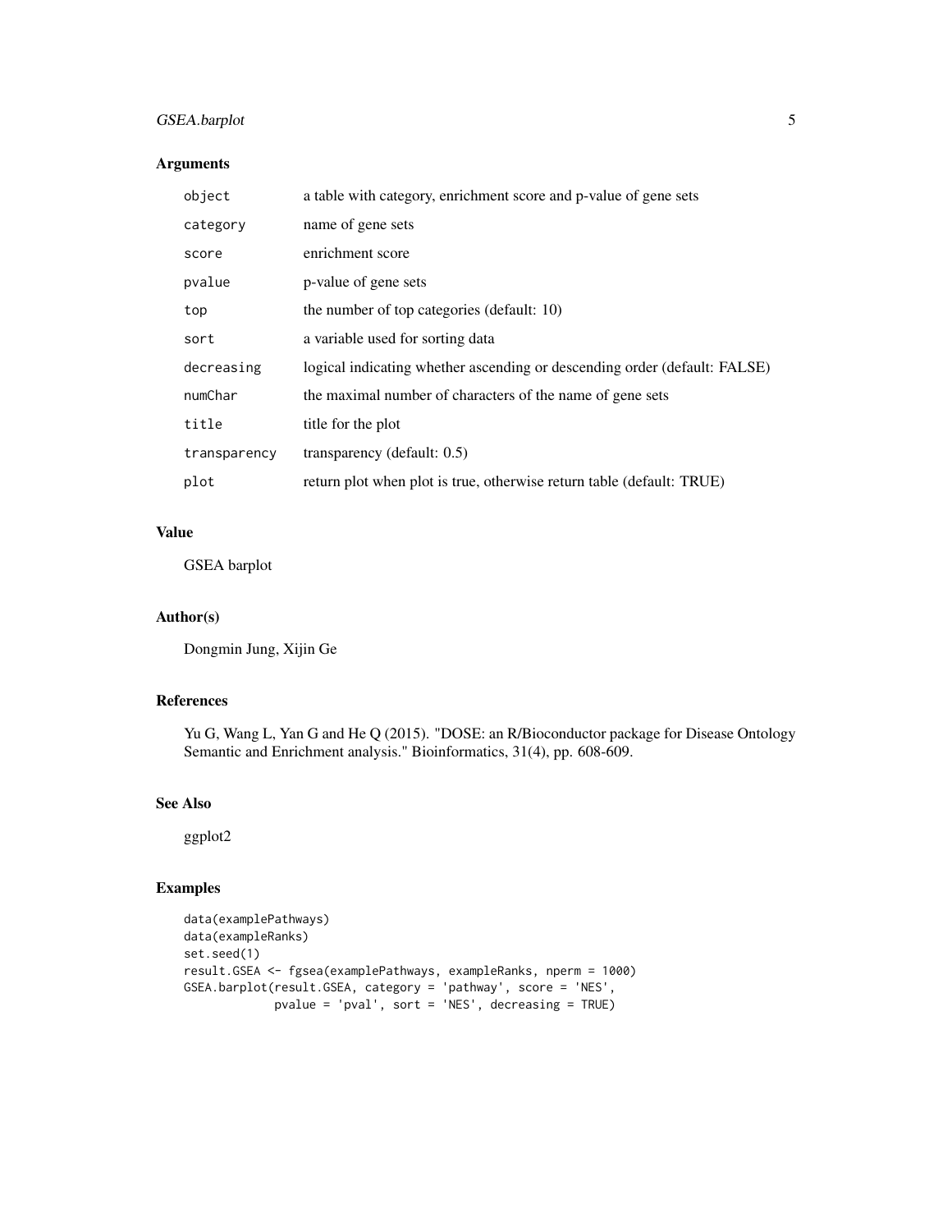## Arguments

| | |
|---|---|
| `object` | a table with category, enrichment score and p-value of gene sets |
| `category` | name of gene sets |
| `score` | enrichment score |
| `pvalue` | p-value of gene sets |
| `top` | the number of top categories (default: 10) |
| `sort` | a variable used for sorting data |
| `decreasing` | logical indicating whether ascending or descending order (default: FALSE) |
| `numChar` | the maximal number of characters of the name of gene sets |
| `title` | title for the plot |
| `transparency` | transparency (default: 0.5) |
| `plot` | return plot when plot is true, otherwise return table (default: TRUE) |

## Value

GSEA barplot

## Author(s)

Dongmin Jung, Xijin Ge

## References

Yu G, Wang L, Yan G and He Q (2015). "DOSE: an R/Bioconductor package for Disease Ontology Semantic and Enrichment analysis." Bioinformatics, 31(4), pp. 608-609.

## See Also

ggplot2

## Examples

```
data(examplePathways)
data(exampleRanks)
set.seed(1)
result.GSEA <- fgsea(examplePathways, exampleRanks, nperm = 1000)
GSEA.barplot(result.GSEA, category = 'pathway', score = 'NES',
             pvalue = 'pval', sort = 'NES', decreasing = TRUE)
```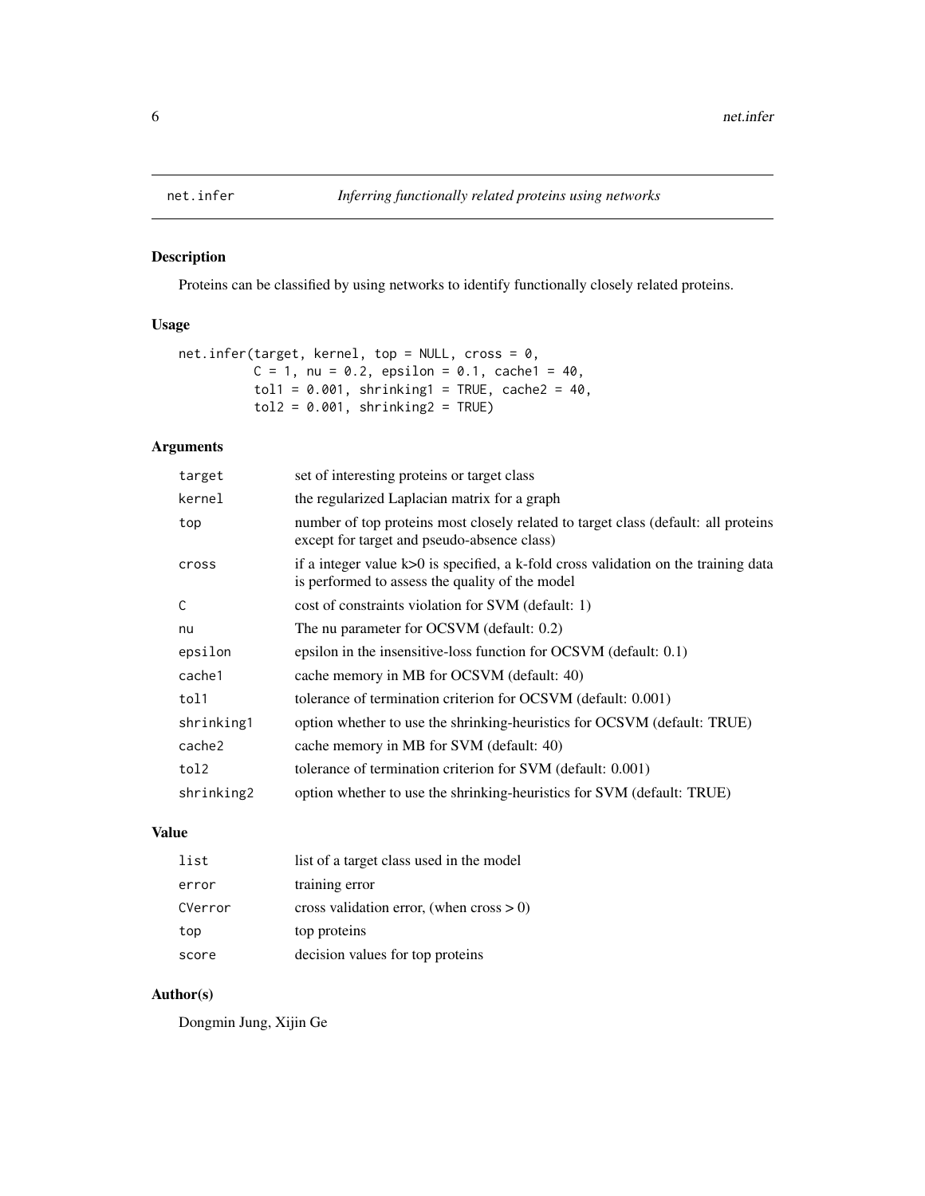## net.infer — *Inferring functionally related proteins using networks*

### Description

Proteins can be classified by using networks to identify functionally closely related proteins.

### Usage

```
net.infer(target, kernel, top = NULL, cross = 0,
          C = 1, nu = 0.2, epsilon = 0.1, cache1 = 40,
          tol1 = 0.001, shrinking1 = TRUE, cache2 = 40,
          tol2 = 0.001, shrinking2 = TRUE)
```

### Arguments

| | |
|---|---|
| `target` | set of interesting proteins or target class |
| `kernel` | the regularized Laplacian matrix for a graph |
| `top` | number of top proteins most closely related to target class (default: all proteins except for target and pseudo-absence class) |
| `cross` | if a integer value k>0 is specified, a k-fold cross validation on the training data is performed to assess the quality of the model |
| `C` | cost of constraints violation for SVM (default: 1) |
| `nu` | The nu parameter for OCSVM (default: 0.2) |
| `epsilon` | epsilon in the insensitive-loss function for OCSVM (default: 0.1) |
| `cache1` | cache memory in MB for OCSVM (default: 40) |
| `tol1` | tolerance of termination criterion for OCSVM (default: 0.001) |
| `shrinking1` | option whether to use the shrinking-heuristics for OCSVM (default: TRUE) |
| `cache2` | cache memory in MB for SVM (default: 40) |
| `tol2` | tolerance of termination criterion for SVM (default: 0.001) |
| `shrinking2` | option whether to use the shrinking-heuristics for SVM (default: TRUE) |

### Value

| | |
|---|---|
| `list` | list of a target class used in the model |
| `error` | training error |
| `CVerror` | cross validation error, (when cross > 0) |
| `top` | top proteins |
| `score` | decision values for top proteins |

### Author(s)

Dongmin Jung, Xijin Ge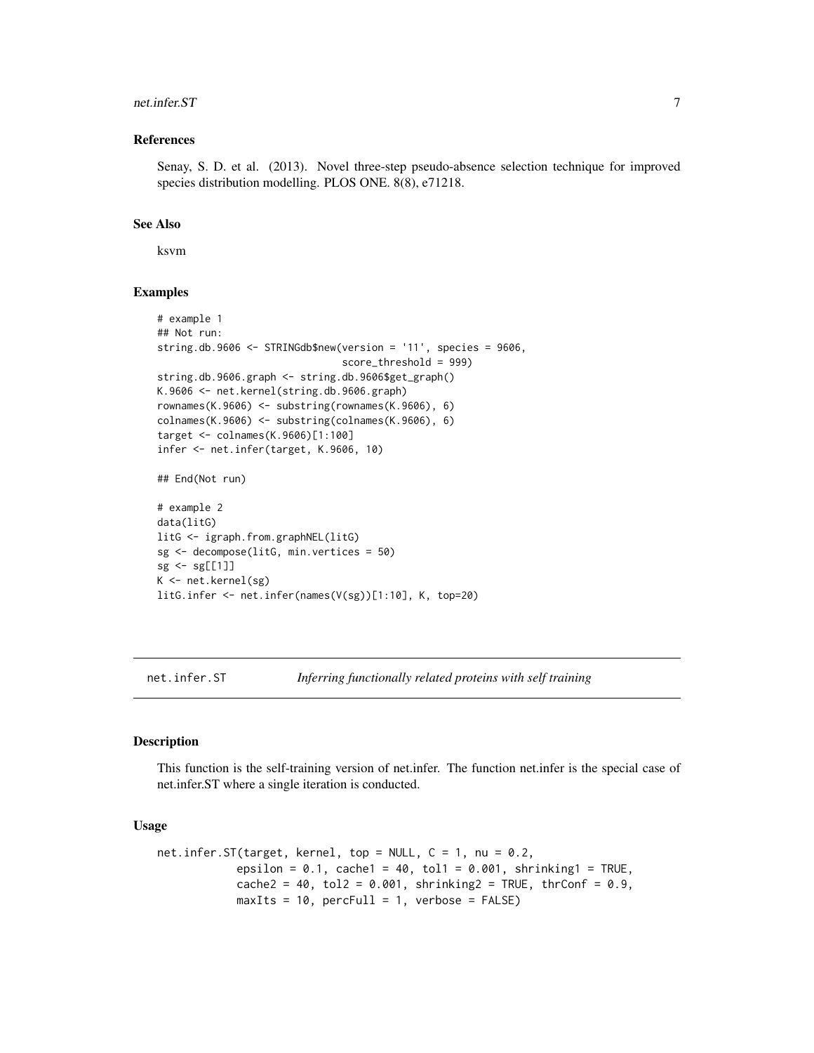### References

Senay, S. D. et al. (2013). Novel three-step pseudo-absence selection technique for improved species distribution modelling. PLOS ONE. 8(8), e71218.

### See Also

ksvm

### Examples

```
# example 1
## Not run:
string.db.9606 <- STRINGdb$new(version = '11', species = 9606,
                               score_threshold = 999)
string.db.9606.graph <- string.db.9606$get_graph()
K.9606 <- net.kernel(string.db.9606.graph)
rownames(K.9606) <- substring(rownames(K.9606), 6)
colnames(K.9606) <- substring(colnames(K.9606), 6)
target <- colnames(K.9606)[1:100]
infer <- net.infer(target, K.9606, 10)

## End(Not run)

# example 2
data(litG)
litG <- igraph.from.graphNEL(litG)
sg <- decompose(litG, min.vertices = 50)
sg <- sg[[1]]
K <- net.kernel(sg)
litG.infer <- net.infer(names(V(sg))[1:10], K, top=20)
```

## net.infer.ST *Inferring functionally related proteins with self training*

### Description

This function is the self-training version of net.infer. The function net.infer is the special case of net.infer.ST where a single iteration is conducted.

### Usage

```
net.infer.ST(target, kernel, top = NULL, C = 1, nu = 0.2,
            epsilon = 0.1, cache1 = 40, tol1 = 0.001, shrinking1 = TRUE,
            cache2 = 40, tol2 = 0.001, shrinking2 = TRUE, thrConf = 0.9,
            maxIts = 10, percFull = 1, verbose = FALSE)
```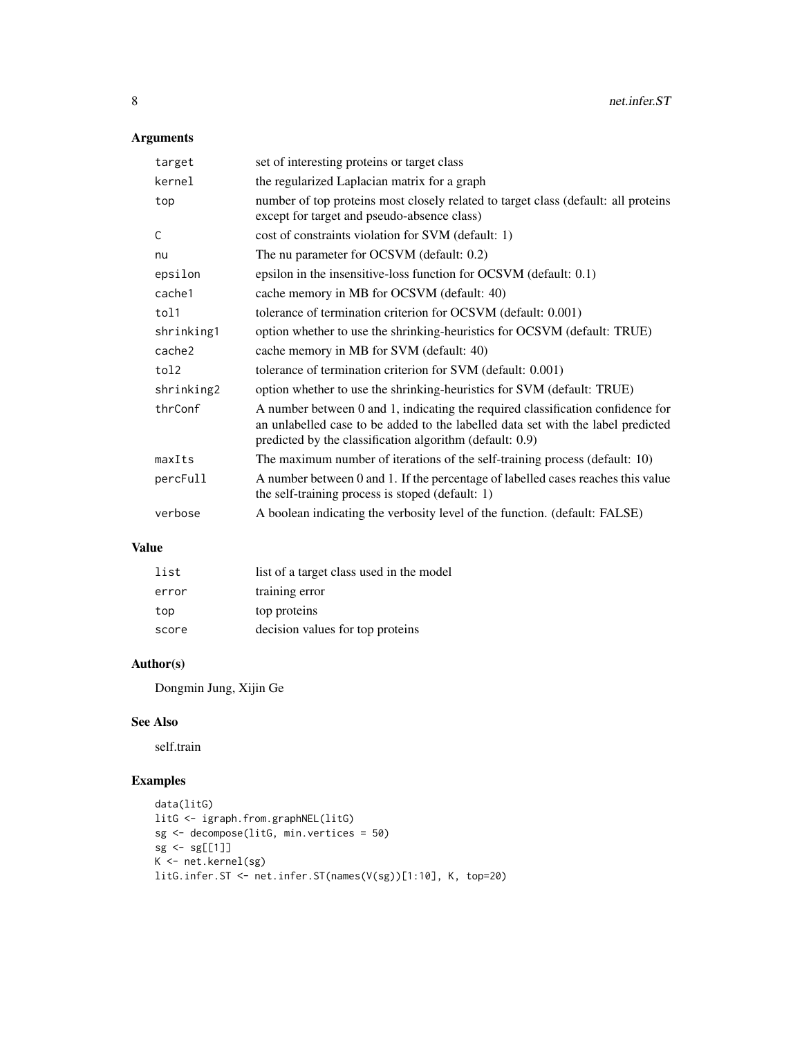## Arguments

| | |
|---|---|
| target | set of interesting proteins or target class |
| kernel | the regularized Laplacian matrix for a graph |
| top | number of top proteins most closely related to target class (default: all proteins except for target and pseudo-absence class) |
| C | cost of constraints violation for SVM (default: 1) |
| nu | The nu parameter for OCSVM (default: 0.2) |
| epsilon | epsilon in the insensitive-loss function for OCSVM (default: 0.1) |
| cache1 | cache memory in MB for OCSVM (default: 40) |
| tol1 | tolerance of termination criterion for OCSVM (default: 0.001) |
| shrinking1 | option whether to use the shrinking-heuristics for OCSVM (default: TRUE) |
| cache2 | cache memory in MB for SVM (default: 40) |
| tol2 | tolerance of termination criterion for SVM (default: 0.001) |
| shrinking2 | option whether to use the shrinking-heuristics for SVM (default: TRUE) |
| thrConf | A number between 0 and 1, indicating the required classification confidence for an unlabelled case to be added to the labelled data set with the label predicted predicted by the classification algorithm (default: 0.9) |
| maxIts | The maximum number of iterations of the self-training process (default: 10) |
| percFull | A number between 0 and 1. If the percentage of labelled cases reaches this value the self-training process is stoped (default: 1) |
| verbose | A boolean indicating the verbosity level of the function. (default: FALSE) |

## Value

| | |
|---|---|
| list | list of a target class used in the model |
| error | training error |
| top | top proteins |
| score | decision values for top proteins |

## Author(s)

Dongmin Jung, Xijin Ge

## See Also

self.train

## Examples

```
data(litG)
litG <- igraph.from.graphNEL(litG)
sg <- decompose(litG, min.vertices = 50)
sg <- sg[[1]]
K <- net.kernel(sg)
litG.infer.ST <- net.infer.ST(names(V(sg))[1:10], K, top=20)
```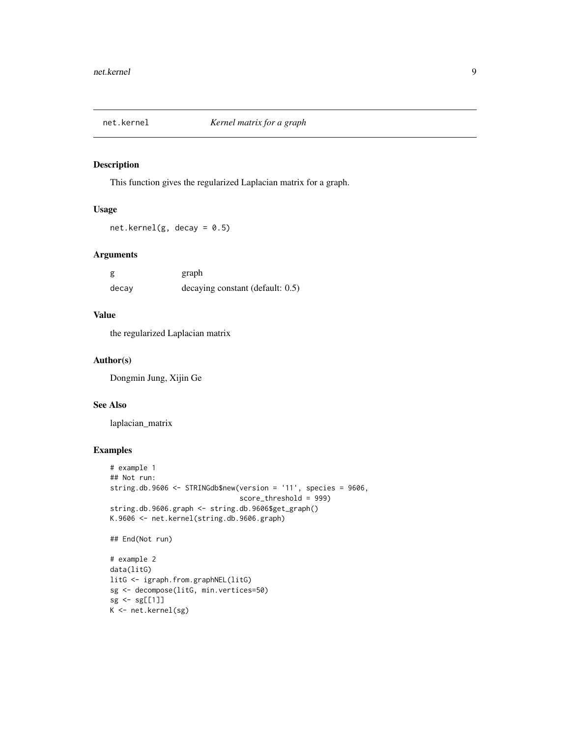# net.kernel — *Kernel matrix for a graph*

## Description

This function gives the regularized Laplacian matrix for a graph.

## Usage

```
net.kernel(g, decay = 0.5)
```

## Arguments

| | |
|---|---|
| g | graph |
| decay | decaying constant (default: 0.5) |

## Value

the regularized Laplacian matrix

## Author(s)

Dongmin Jung, Xijin Ge

## See Also

laplacian_matrix

## Examples

```
# example 1
## Not run:
string.db.9606 <- STRINGdb$new(version = '11', species = 9606,
                               score_threshold = 999)
string.db.9606.graph <- string.db.9606$get_graph()
K.9606 <- net.kernel(string.db.9606.graph)

## End(Not run)

# example 2
data(litG)
litG <- igraph.from.graphNEL(litG)
sg <- decompose(litG, min.vertices=50)
sg <- sg[[1]]
K <- net.kernel(sg)
```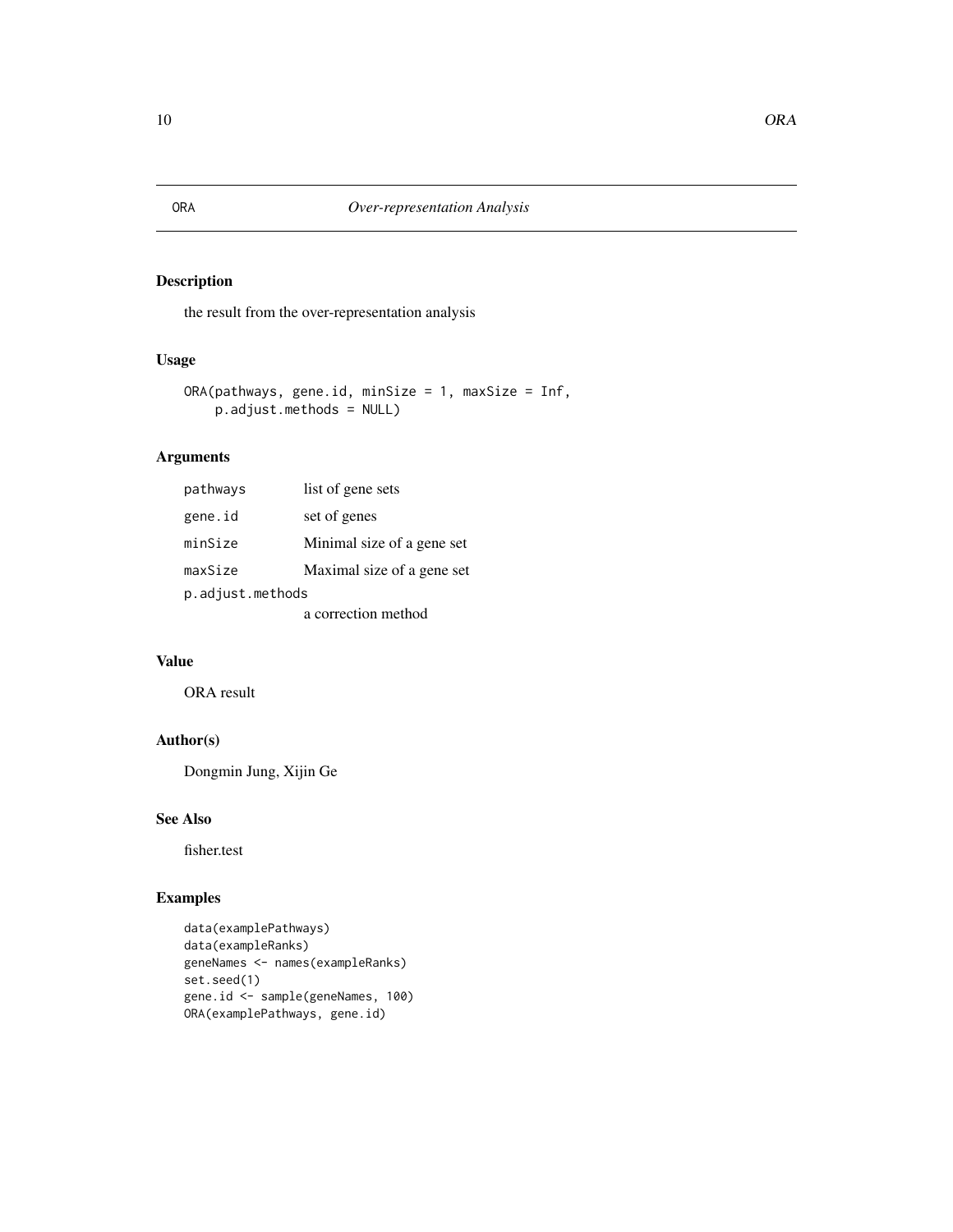## ORA *Over-representation Analysis*

### Description

the result from the over-representation analysis

### Usage

```
ORA(pathways, gene.id, minSize = 1, maxSize = Inf,
    p.adjust.methods = NULL)
```

### Arguments

| | |
|---|---|
| `pathways` | list of gene sets |
| `gene.id` | set of genes |
| `minSize` | Minimal size of a gene set |
| `maxSize` | Maximal size of a gene set |
| `p.adjust.methods` | a correction method |

### Value

ORA result

### Author(s)

Dongmin Jung, Xijin Ge

### See Also

fisher.test

### Examples

```
data(examplePathways)
data(exampleRanks)
geneNames <- names(exampleRanks)
set.seed(1)
gene.id <- sample(geneNames, 100)
ORA(examplePathways, gene.id)
```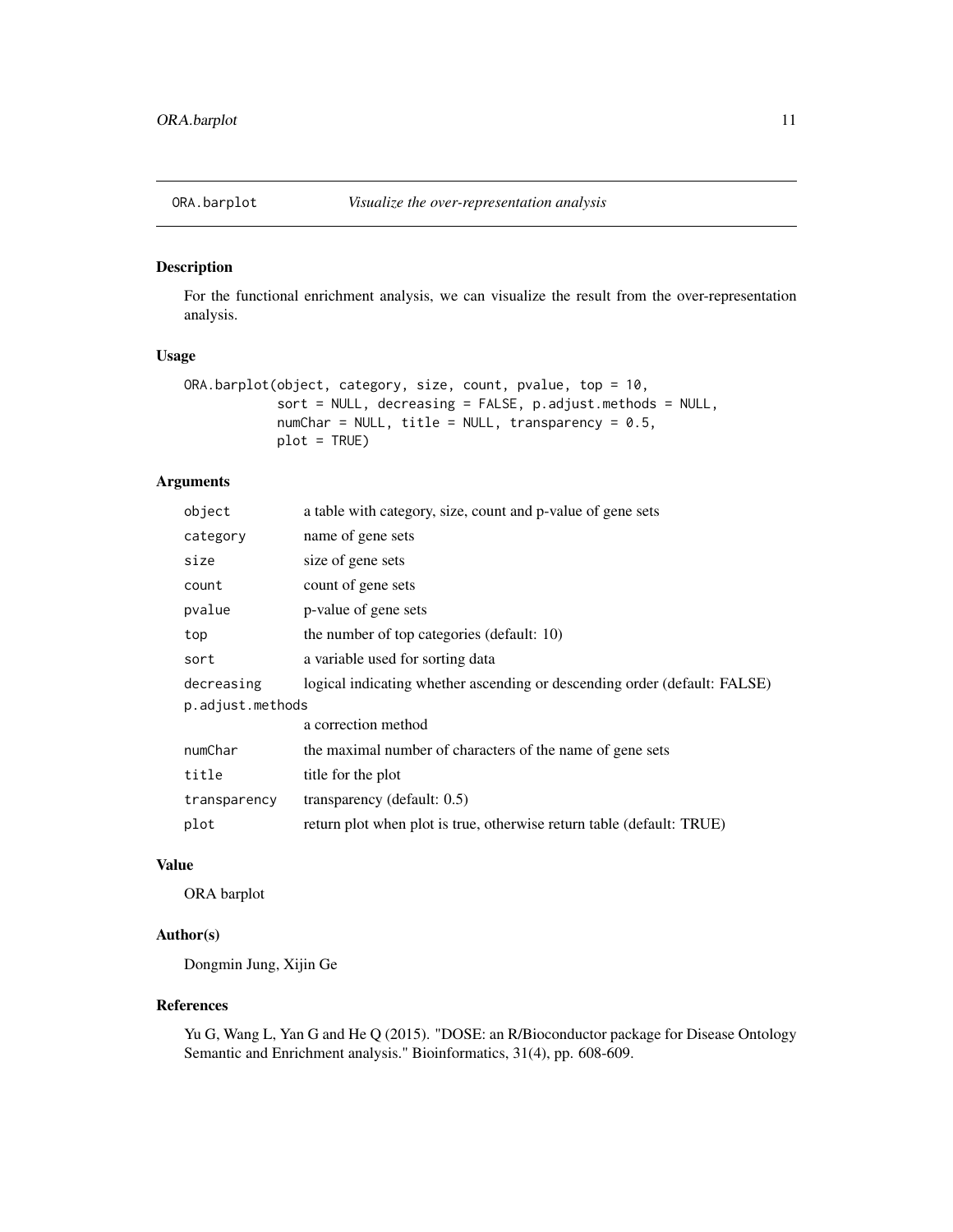# ORA.barplot *Visualize the over-representation analysis*

## Description

For the functional enrichment analysis, we can visualize the result from the over-representation analysis.

## Usage

```
ORA.barplot(object, category, size, count, pvalue, top = 10,
            sort = NULL, decreasing = FALSE, p.adjust.methods = NULL,
            numChar = NULL, title = NULL, transparency = 0.5,
            plot = TRUE)
```

## Arguments

| | |
|---|---|
| object | a table with category, size, count and p-value of gene sets |
| category | name of gene sets |
| size | size of gene sets |
| count | count of gene sets |
| pvalue | p-value of gene sets |
| top | the number of top categories (default: 10) |
| sort | a variable used for sorting data |
| decreasing | logical indicating whether ascending or descending order (default: FALSE) |
| p.adjust.methods | a correction method |
| numChar | the maximal number of characters of the name of gene sets |
| title | title for the plot |
| transparency | transparency (default: 0.5) |
| plot | return plot when plot is true, otherwise return table (default: TRUE) |

## Value

ORA barplot

## Author(s)

Dongmin Jung, Xijin Ge

## References

Yu G, Wang L, Yan G and He Q (2015). "DOSE: an R/Bioconductor package for Disease Ontology Semantic and Enrichment analysis." Bioinformatics, 31(4), pp. 608-609.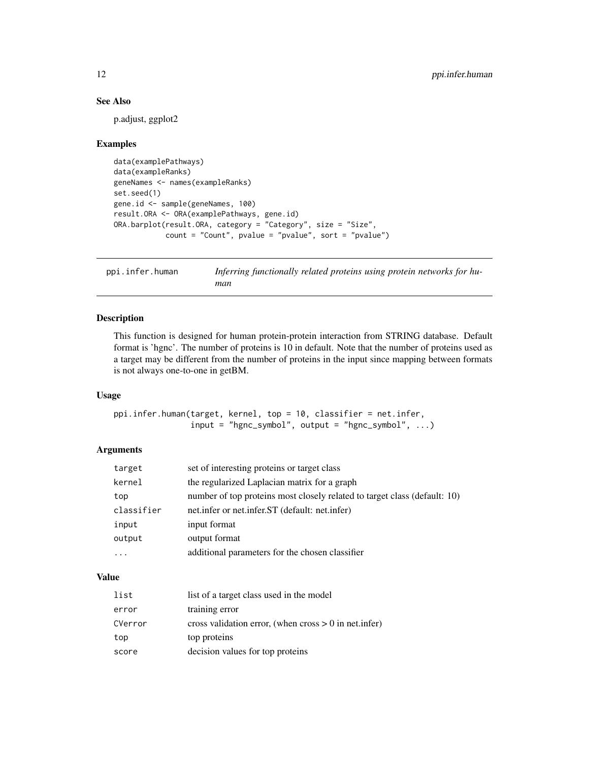### See Also

p.adjust, ggplot2

### Examples

```
data(examplePathways)
data(exampleRanks)
geneNames <- names(exampleRanks)
set.seed(1)
gene.id <- sample(geneNames, 100)
result.ORA <- ORA(examplePathways, gene.id)
ORA.barplot(result.ORA, category = "Category", size = "Size",
            count = "Count", pvalue = "pvalue", sort = "pvalue")
```

---

## ppi.infer.human — *Inferring functionally related proteins using protein networks for human*

---

### Description

This function is designed for human protein-protein interaction from STRING database. Default format is 'hgnc'. The number of proteins is 10 in default. Note that the number of proteins used as a target may be different from the number of proteins in the input since mapping between formats is not always one-to-one in getBM.

### Usage

```
ppi.infer.human(target, kernel, top = 10, classifier = net.infer,
                input = "hgnc_symbol", output = "hgnc_symbol", ...)
```

### Arguments

| | |
|---|---|
| `target` | set of interesting proteins or target class |
| `kernel` | the regularized Laplacian matrix for a graph |
| `top` | number of top proteins most closely related to target class (default: 10) |
| `classifier` | net.infer or net.infer.ST (default: net.infer) |
| `input` | input format |
| `output` | output format |
| `...` | additional parameters for the chosen classifier |

### Value

| | |
|---|---|
| `list` | list of a target class used in the model |
| `error` | training error |
| `CVerror` | cross validation error, (when cross > 0 in net.infer) |
| `top` | top proteins |
| `score` | decision values for top proteins |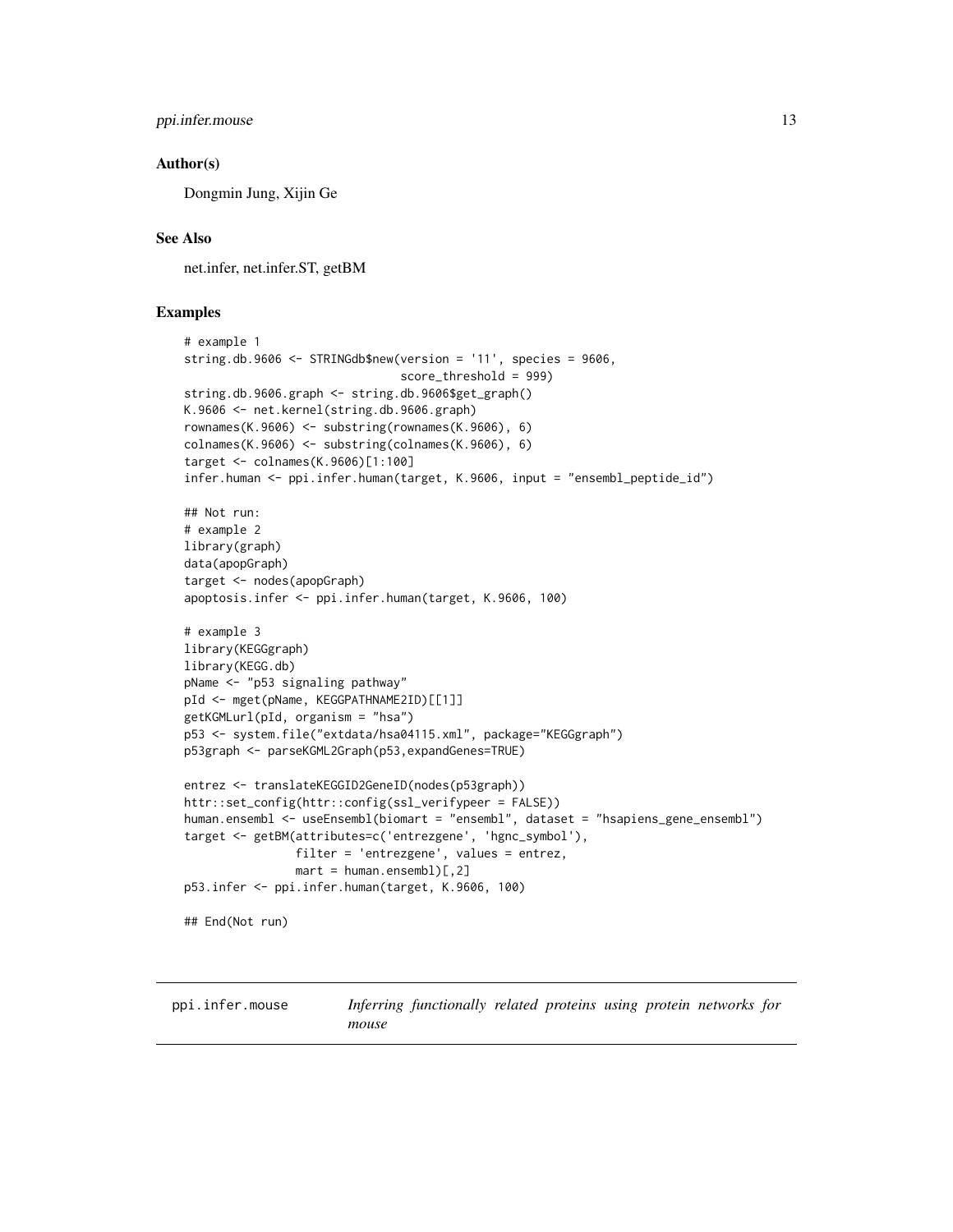## Author(s)

Dongmin Jung, Xijin Ge

## See Also

net.infer, net.infer.ST, getBM

## Examples

```
# example 1
string.db.9606 <- STRINGdb$new(version = '11', species = 9606,
                               score_threshold = 999)
string.db.9606.graph <- string.db.9606$get_graph()
K.9606 <- net.kernel(string.db.9606.graph)
rownames(K.9606) <- substring(rownames(K.9606), 6)
colnames(K.9606) <- substring(colnames(K.9606), 6)
target <- colnames(K.9606)[1:100]
infer.human <- ppi.infer.human(target, K.9606, input = "ensembl_peptide_id")

## Not run:
# example 2
library(graph)
data(apopGraph)
target <- nodes(apopGraph)
apoptosis.infer <- ppi.infer.human(target, K.9606, 100)

# example 3
library(KEGGgraph)
library(KEGG.db)
pName <- "p53 signaling pathway"
pId <- mget(pName, KEGGPATHNAME2ID)[[1]]
getKGMLurl(pId, organism = "hsa")
p53 <- system.file("extdata/hsa04115.xml", package="KEGGgraph")
p53graph <- parseKGML2Graph(p53,expandGenes=TRUE)

entrez <- translateKEGGID2GeneID(nodes(p53graph))
httr::set_config(httr::config(ssl_verifypeer = FALSE))
human.ensembl <- useEnsembl(biomart = "ensembl", dataset = "hsapiens_gene_ensembl")
target <- getBM(attributes=c('entrezgene', 'hgnc_symbol'),
                filter = 'entrezgene', values = entrez,
                mart = human.ensembl)[,2]
p53.infer <- ppi.infer.human(target, K.9606, 100)

## End(Not run)
```

# ppi.infer.mouse — *Inferring functionally related proteins using protein networks for mouse*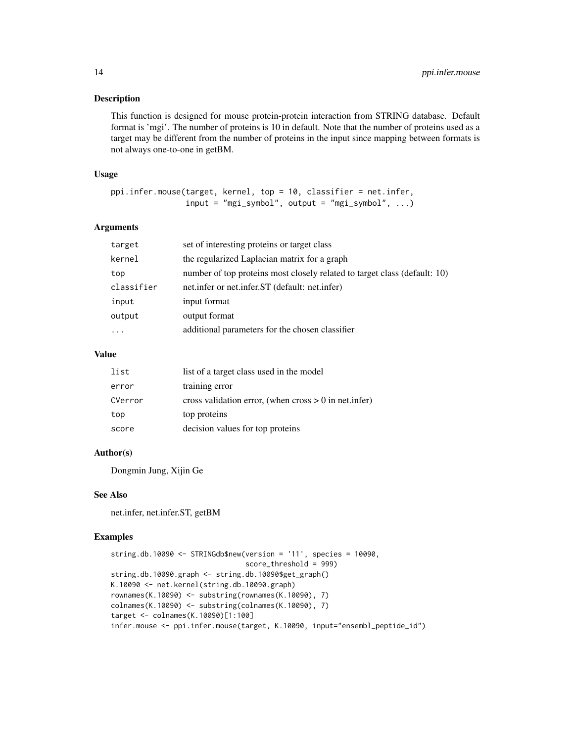## Description

This function is designed for mouse protein-protein interaction from STRING database. Default format is 'mgi'. The number of proteins is 10 in default. Note that the number of proteins used as a target may be different from the number of proteins in the input since mapping between formats is not always one-to-one in getBM.

## Usage

```
ppi.infer.mouse(target, kernel, top = 10, classifier = net.infer,
                input = "mgi_symbol", output = "mgi_symbol", ...)
```

## Arguments

| | |
|---|---|
| target | set of interesting proteins or target class |
| kernel | the regularized Laplacian matrix for a graph |
| top | number of top proteins most closely related to target class (default: 10) |
| classifier | net.infer or net.infer.ST (default: net.infer) |
| input | input format |
| output | output format |
| ... | additional parameters for the chosen classifier |

## Value

| | |
|---|---|
| list | list of a target class used in the model |
| error | training error |
| CVerror | cross validation error, (when cross > 0 in net.infer) |
| top | top proteins |
| score | decision values for top proteins |

## Author(s)

Dongmin Jung, Xijin Ge

## See Also

net.infer, net.infer.ST, getBM

## Examples

```
string.db.10090 <- STRINGdb$new(version = '11', species = 10090,
                                score_threshold = 999)
string.db.10090.graph <- string.db.10090$get_graph()
K.10090 <- net.kernel(string.db.10090.graph)
rownames(K.10090) <- substring(rownames(K.10090), 7)
colnames(K.10090) <- substring(colnames(K.10090), 7)
target <- colnames(K.10090)[1:100]
infer.mouse <- ppi.infer.mouse(target, K.10090, input="ensembl_peptide_id")
```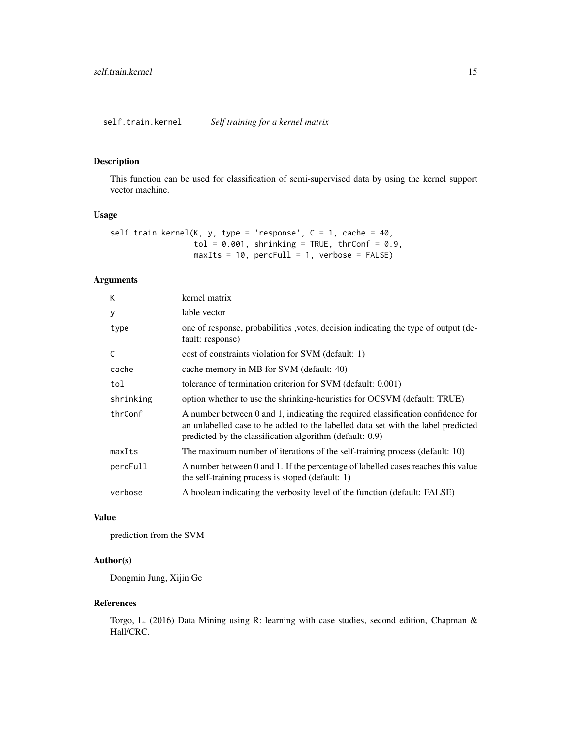## self.train.kernel *Self training for a kernel matrix*

### Description

This function can be used for classification of semi-supervised data by using the kernel support vector machine.

### Usage

```
self.train.kernel(K, y, type = 'response', C = 1, cache = 40,
                  tol = 0.001, shrinking = TRUE, thrConf = 0.9,
                  maxIts = 10, percFull = 1, verbose = FALSE)
```

### Arguments

| | |
|---|---|
| K | kernel matrix |
| y | lable vector |
| type | one of response, probabilities ,votes, decision indicating the type of output (default: response) |
| C | cost of constraints violation for SVM (default: 1) |
| cache | cache memory in MB for SVM (default: 40) |
| tol | tolerance of termination criterion for SVM (default: 0.001) |
| shrinking | option whether to use the shrinking-heuristics for OCSVM (default: TRUE) |
| thrConf | A number between 0 and 1, indicating the required classification confidence for an unlabelled case to be added to the labelled data set with the label predicted predicted by the classification algorithm (default: 0.9) |
| maxIts | The maximum number of iterations of the self-training process (default: 10) |
| percFull | A number between 0 and 1. If the percentage of labelled cases reaches this value the self-training process is stoped (default: 1) |
| verbose | A boolean indicating the verbosity level of the function (default: FALSE) |

### Value

prediction from the SVM

### Author(s)

Dongmin Jung, Xijin Ge

### References

Torgo, L. (2016) Data Mining using R: learning with case studies, second edition, Chapman & Hall/CRC.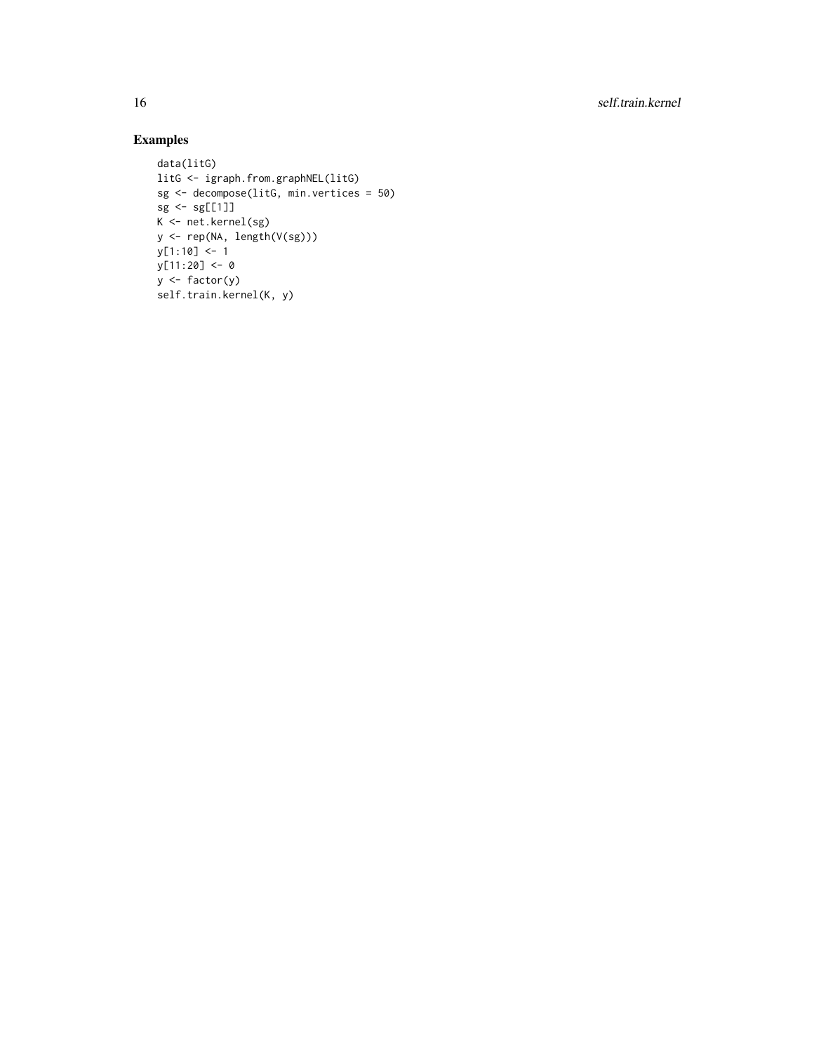## Examples

```
data(litG)
litG <- igraph.from.graphNEL(litG)
sg <- decompose(litG, min.vertices = 50)
sg <- sg[[1]]
K <- net.kernel(sg)
y <- rep(NA, length(V(sg)))
y[1:10] <- 1
y[11:20] <- 0
y <- factor(y)
self.train.kernel(K, y)
```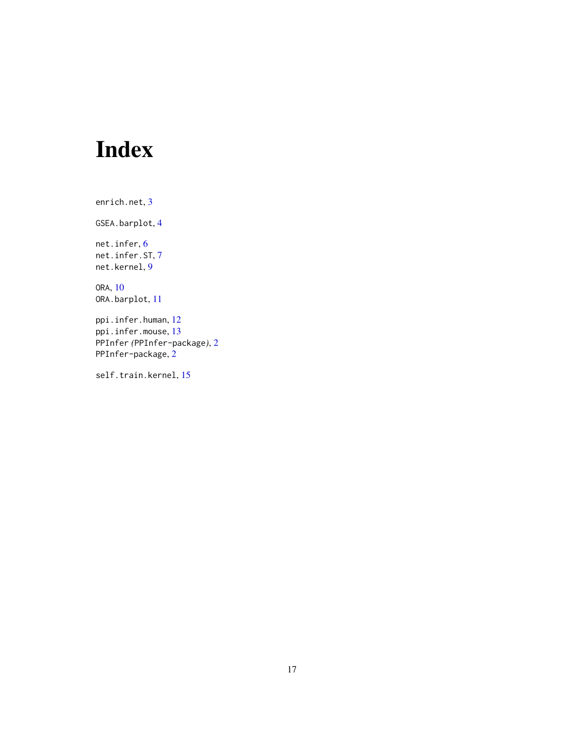# Index

enrich.net, 3

GSEA.barplot, 4

net.infer, 6
net.infer.ST, 7
net.kernel, 9

ORA, 10
ORA.barplot, 11

ppi.infer.human, 12
ppi.infer.mouse, 13
PPInfer *(*PPInfer-package*)*, 2
PPInfer-package, 2

self.train.kernel, 15